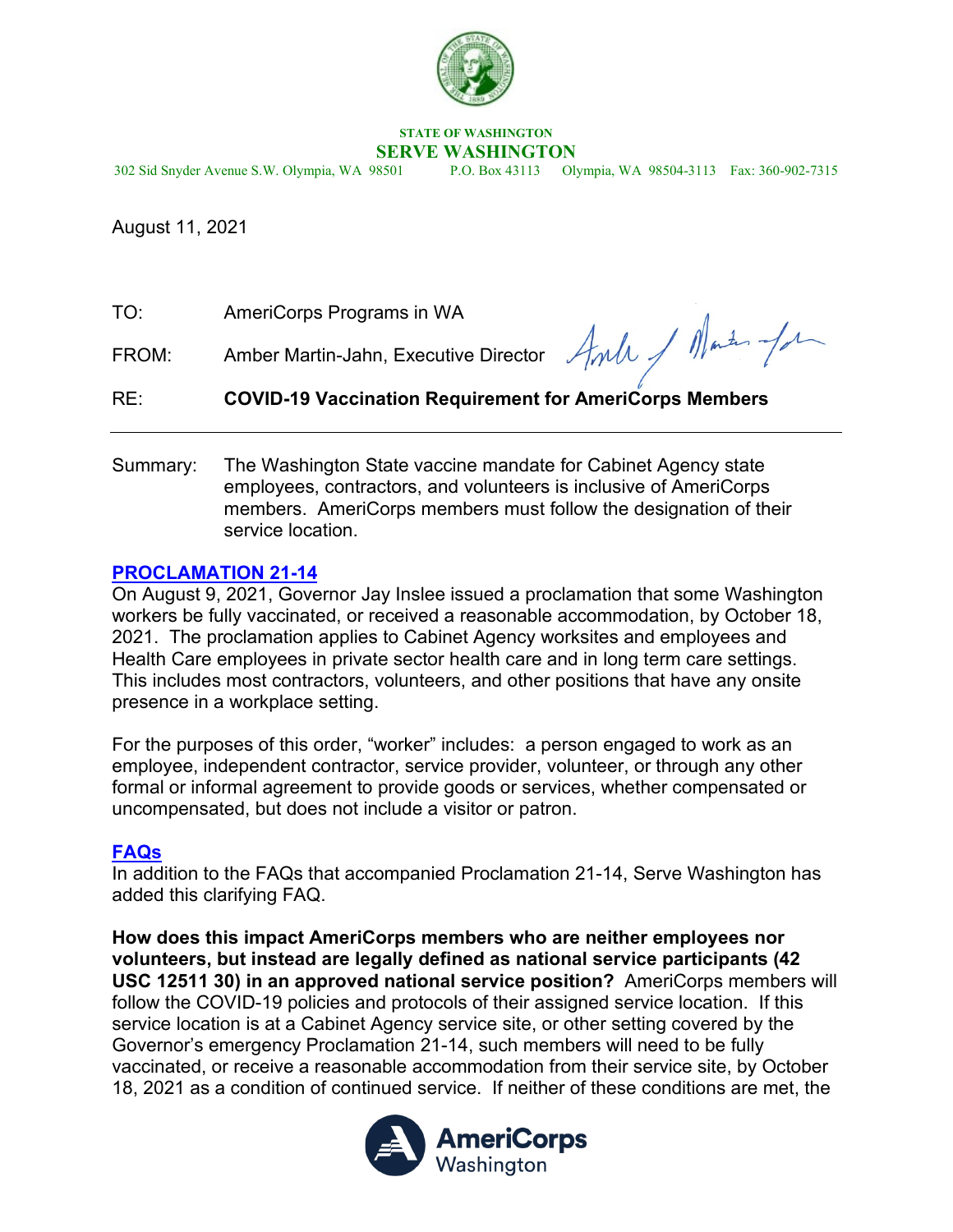STATE OF WASHINGTON

**SERVE WASHINGTON**

302 Sid Snyder Avenue S.W. Olympia, WA 98501 P.O. Box 43113 Olympia, WA 98504-3113 Fax: 360-902-7315

August 11, 2021

TO: AmeriCorps Programs in WA

FROM: Amber Martin-Jahn, Executive Director

RE: **COVID-19 Vaccination Requirement for AmeriCorps Members**

---

Summary: The Washington State vaccine mandate for Cabinet Agency state employees, contractors, and volunteers is inclusive of AmeriCorps members. AmeriCorps members must follow the designation of their service location.

## PROCLAMATION 21-14

On August 9, 2021, Governor Jay Inslee issued a proclamation that some Washington workers be fully vaccinated, or received a reasonable accommodation, by October 18, 2021. The proclamation applies to Cabinet Agency worksites and employees and Health Care employees in private sector health care and in long term care settings. This includes most contractors, volunteers, and other positions that have any onsite presence in a workplace setting.

For the purposes of this order, "worker" includes: a person engaged to work as an employee, independent contractor, service provider, volunteer, or through any other formal or informal agreement to provide goods or services, whether compensated or uncompensated, but does not include a visitor or patron.

## FAQs

In addition to the FAQs that accompanied Proclamation 21-14, Serve Washington has added this clarifying FAQ.

**How does this impact AmeriCorps members who are neither employees nor volunteers, but instead are legally defined as national service participants (42 USC 12511 30) in an approved national service position?** AmeriCorps members will follow the COVID-19 policies and protocols of their assigned service location. If this service location is at a Cabinet Agency service site, or other setting covered by the Governor's emergency Proclamation 21-14, such members will need to be fully vaccinated, or receive a reasonable accommodation from their service site, by October 18, 2021 as a condition of continued service. If neither of these conditions are met, the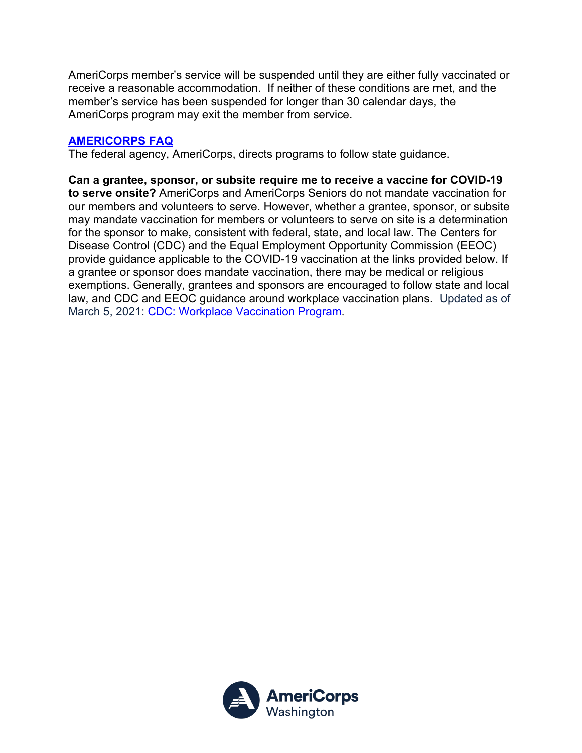AmeriCorps member's service will be suspended until they are either fully vaccinated or receive a reasonable accommodation. If neither of these conditions are met, and the member's service has been suspended for longer than 30 calendar days, the AmeriCorps program may exit the member from service.

**AMERICORPS FAQ**

The federal agency, AmeriCorps, directs programs to follow state guidance.

**Can a grantee, sponsor, or subsite require me to receive a vaccine for COVID-19 to serve onsite?** AmeriCorps and AmeriCorps Seniors do not mandate vaccination for our members and volunteers to serve. However, whether a grantee, sponsor, or subsite may mandate vaccination for members or volunteers to serve on site is a determination for the sponsor to make, consistent with federal, state, and local law. The Centers for Disease Control (CDC) and the Equal Employment Opportunity Commission (EEOC) provide guidance applicable to the COVID-19 vaccination at the links provided below. If a grantee or sponsor does mandate vaccination, there may be medical or religious exemptions. Generally, grantees and sponsors are encouraged to follow state and local law, and CDC and EEOC guidance around workplace vaccination plans. Updated as of March 5, 2021: CDC: Workplace Vaccination Program.